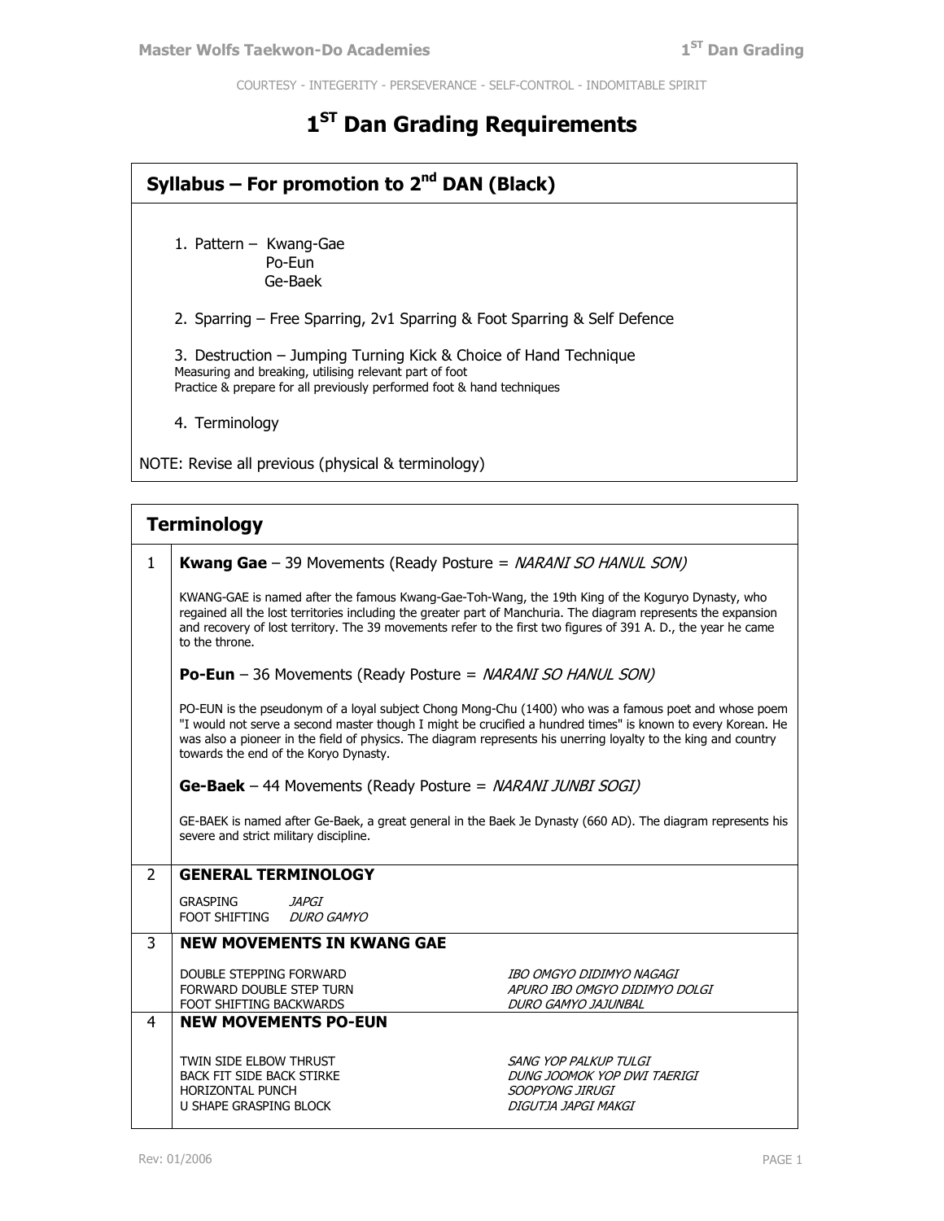COURTESY - INTEGRITY - PERSEVERANCE - SELF-CONTROL - INDOMITABLE SPIRIT

# 1ST Dan Grading Requirements

## Syllabus – For promotion to 2nd DAN (Black)

1. Pattern – Kwang-Gae
   Po-Eun
   Ge-Baek

2. Sparring – Free Sparring, 2v1 Sparring & Foot Sparring & Self Defence

3. Destruction – Jumping Turning Kick & Choice of Hand Technique
   Measuring and breaking, utilising relevant part of foot
   Practice & prepare for all previously performed foot & hand techniques

4. Terminology

NOTE: Revise all previous (physical & terminology)

## Terminology

### 1

**Kwang Gae** – 39 Movements (Ready Posture = *NARANI SO HANUL SON)*

KWANG-GAE is named after the famous Kwang-Gae-Toh-Wang, the 19th King of the Koguryo Dynasty, who regained all the lost territories including the greater part of Manchuria. The diagram represents the expansion and recovery of lost territory. The 39 movements refer to the first two figures of 391 A. D., the year he came to the throne.

**Po-Eun** – 36 Movements (Ready Posture = *NARANI SO HANUL SON)*

PO-EUN is the pseudonym of a loyal subject Chong Mong-Chu (1400) who was a famous poet and whose poem "I would not serve a second master though I might be crucified a hundred times" is known to every Korean. He was also a pioneer in the field of physics. The diagram represents his unerring loyalty to the king and country towards the end of the Koryo Dynasty.

**Ge-Baek** – 44 Movements (Ready Posture = *NARANI JUNBI SOGI)*

GE-BAEK is named after Ge-Baek, a great general in the Baek Je Dynasty (660 AD). The diagram represents his severe and strict military discipline.

### 2 GENERAL TERMINOLOGY

| | |
|---|---|
| GRASPING | *JAPGI* |
| FOOT SHIFTING | *DURO GAMYO* |

### 3 NEW MOVEMENTS IN KWANG GAE

| | |
|---|---|
| DOUBLE STEPPING FORWARD | *IBO OMGYO DIDIMYO NAGAGI* |
| FORWARD DOUBLE STEP TURN | *APURO IBO OMGYO DIDIMYO DOLGI* |
| FOOT SHIFTING BACKWARDS | *DURO GAMYO JAJUNBAL* |

### 4 NEW MOVEMENTS PO-EUN

| | |
|---|---|
| TWIN SIDE ELBOW THRUST | *SANG YOP PALKUP TULGI* |
| BACK FIT SIDE BACK STIRKE | *DUNG JOOMOK YOP DWI TAERIGI* |
| HORIZONTAL PUNCH | *SOOPYONG JIRUGI* |
| U SHAPE GRASPING BLOCK | *DIGUTJA JAPGI MAKGI* |

Rev: 01/2006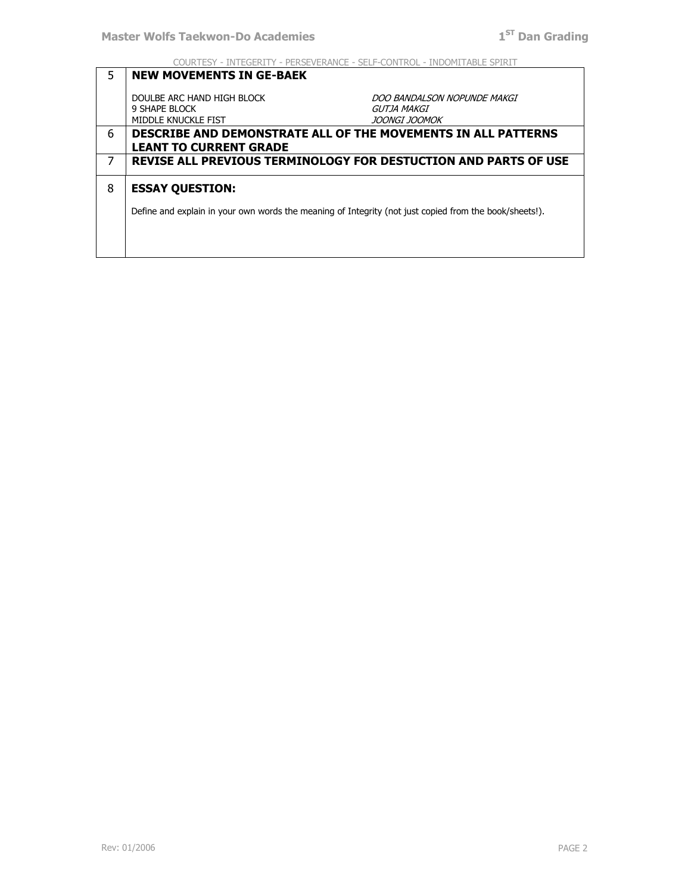COURTESY - INTEGERITY - PERSEVERANCE - SELF-CONTROL - INDOMITABLE SPIRIT

| | |
|---|---|
| 5 | **NEW MOVEMENTS IN GE-BAEK**<br><br>DOULBE ARC HAND HIGH BLOCK — *DOO BANDALSON NOPUNDE MAKGI*<br>9 SHAPE BLOCK — *GUTJA MAKGI*<br>MIDDLE KNUCKLE FIST — *JOONGI JOOMOK* |
| 6 | **DESCRIBE AND DEMONSTRATE ALL OF THE MOVEMENTS IN ALL PATTERNS LEANT TO CURRENT GRADE** |
| 7 | **REVISE ALL PREVIOUS TERMINOLOGY FOR DESTUCTION AND PARTS OF USE** |
| 8 | **ESSAY QUESTION:**<br><br>Define and explain in your own words the meaning of Integrity (not just copied from the book/sheets!). |

Rev: 01/2006